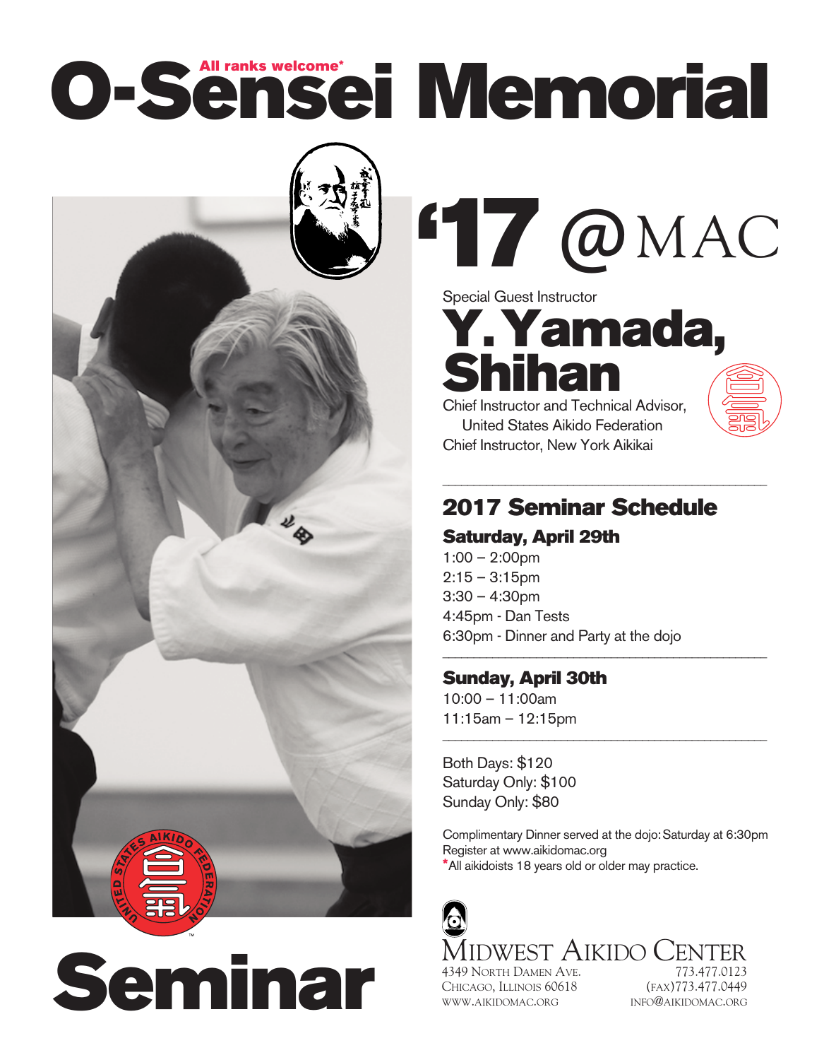# O-Sensei Memorial

All ranks welcome*

# '17 @MAC

Special Guest Instructor

## Y. Yamada, Shihan

Chief Instructor and Technical Advisor, United States Aikido Federation
Chief Instructor, New York Aikikai

## 2017 Seminar Schedule

### Saturday, April 29th

1:00 – 2:00pm
2:15 – 3:15pm
3:30 – 4:30pm
4:45pm - Dan Tests
6:30pm - Dinner and Party at the dojo

### Sunday, April 30th

10:00 – 11:00am
11:15am – 12:15pm

Both Days: $120
Saturday Only: $100
Sunday Only: $80

Complimentary Dinner served at the dojo: Saturday at 6:30pm
Register at www.aikidomac.org
*All aikidoists 18 years old or older may practice.

# Seminar

United States Aikido Federation

**Midwest Aikido Center**
4349 North Damen Ave.
Chicago, Illinois 60618
www.aikidomac.org
773.477.0123
(fax)773.477.0449
info@aikidomac.org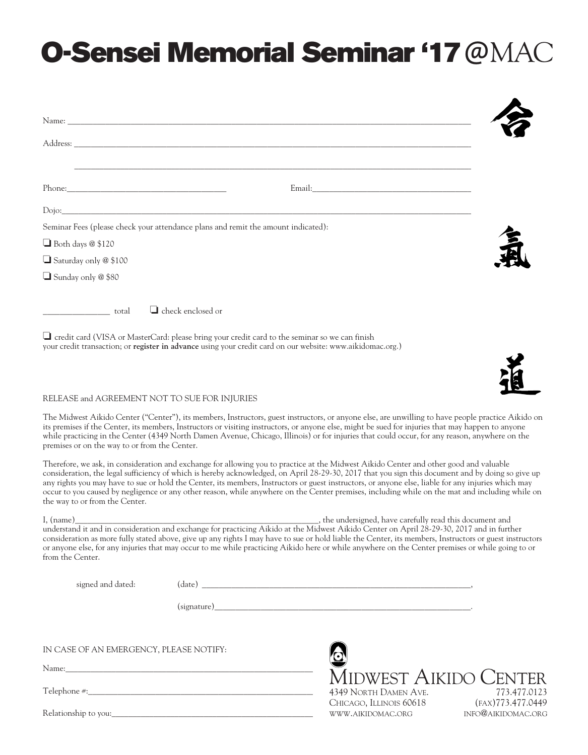# O-Sensei Memorial Seminar '17 @MAC

合

Name: ___________________________________________________________________________

Address: _________________________________________________________________________

_________________________________________________________________________________

Phone: ______________________________ Email: ______________________________

Dojo: ___________________________________________________________________________

氣

Seminar Fees (please check your attendance plans and remit the amount indicated):

❏ Both days @ $120

❏ Saturday only @ $100

❏ Sunday only @ $80

____________ total ❏ check enclosed or

❏ credit card (VISA or MasterCard: please bring your credit card to the seminar so we can finish your credit transaction; or **register in advance** using your credit card on our website: www.aikidomac.org.)

道

RELEASE and AGREEMENT NOT TO SUE FOR INJURIES

The Midwest Aikido Center ("Center"), its members, Instructors, guest instructors, or anyone else, are unwilling to have people practice Aikido on its premises if the Center, its members, Instructors or visiting instructors, or anyone else, might be sued for injuries that may happen to anyone while practicing in the Center (4349 North Damen Avenue, Chicago, Illinois) or for injuries that could occur, for any reason, anywhere on the premises or on the way to or from the Center.

Therefore, we ask, in consideration and exchange for allowing you to practice at the Midwest Aikido Center and other good and valuable consideration, the legal sufficiency of which is hereby acknowledged, on April 28-29-30, 2017 that you sign this document and by doing so give up any rights you may have to sue or hold the Center, its members, Instructors or guest instructors, or anyone else, liable for any injuries which may occur to you caused by negligence or any other reason, while anywhere on the Center premises, including while on the mat and including while on the way to or from the Center.

I, (name)______________________________________________, the undersigned, have carefully read this document and understand it and in consideration and exchange for practicing Aikido at the Midwest Aikido Center on April 28-29-30, 2017 and in further consideration as more fully stated above, give up any rights I may have to sue or hold liable the Center, its members, Instructors or guest instructors or anyone else, for any injuries that may occur to me while practicing Aikido here or while anywhere on the Center premises or while going to or from the Center.

signed and dated: (date) ______________________________________________,

(signature)______________________________________________.

IN CASE OF AN EMERGENCY, PLEASE NOTIFY:

Name: ______________________________________________

Telephone #: ______________________________________________

Relationship to you: ______________________________________________

MIDWEST AIKIDO CENTER
4349 NORTH DAMEN AVE.
CHICAGO, ILLINOIS 60618
WWW.AIKIDOMAC.ORG
773.477.0123
(FAX)773.477.0449
INFO@AIKIDOMAC.ORG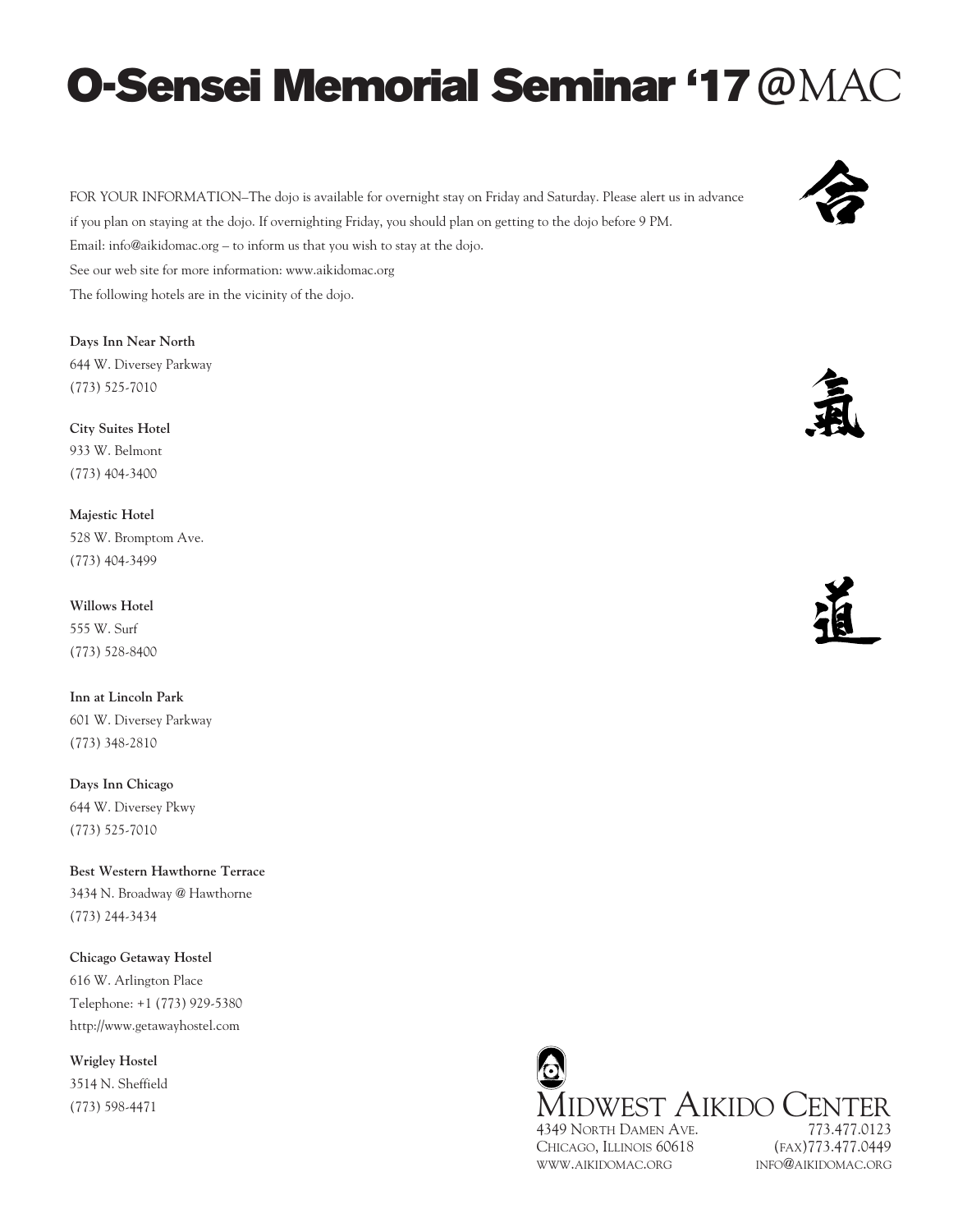# O-Sensei Memorial Seminar '17 @MAC

FOR YOUR INFORMATION–The dojo is available for overnight stay on Friday and Saturday. Please alert us in advance if you plan on staying at the dojo. If overnighting Friday, you should plan on getting to the dojo before 9 PM.
Email: info@aikidomac.org – to inform us that you wish to stay at the dojo.
See our web site for more information: www.aikidomac.org
The following hotels are in the vicinity of the dojo.

合

**Days Inn Near North**
644 W. Diversey Parkway
(773) 525-7010

**City Suites Hotel**
933 W. Belmont
(773) 404-3400

氣

**Majestic Hotel**
528 W. Bromptom Ave.
(773) 404-3499

**Willows Hotel**
555 W. Surf
(773) 528-8400

道

**Inn at Lincoln Park**
601 W. Diversey Parkway
(773) 348-2810

**Days Inn Chicago**
644 W. Diversey Pkwy
(773) 525-7010

**Best Western Hawthorne Terrace**
3434 N. Broadway @ Hawthorne
(773) 244-3434

**Chicago Getaway Hostel**
616 W. Arlington Place
Telephone: +1 (773) 929-5380
http://www.getawayhostel.com

**Wrigley Hostel**
3514 N. Sheffield
(773) 598-4471

MIDWEST AIKIDO CENTER
4349 NORTH DAMEN AVE.
CHICAGO, ILLINOIS 60618
WWW.AIKIDOMAC.ORG
773.477.0123
(FAX)773.477.0449
INFO@AIKIDOMAC.ORG